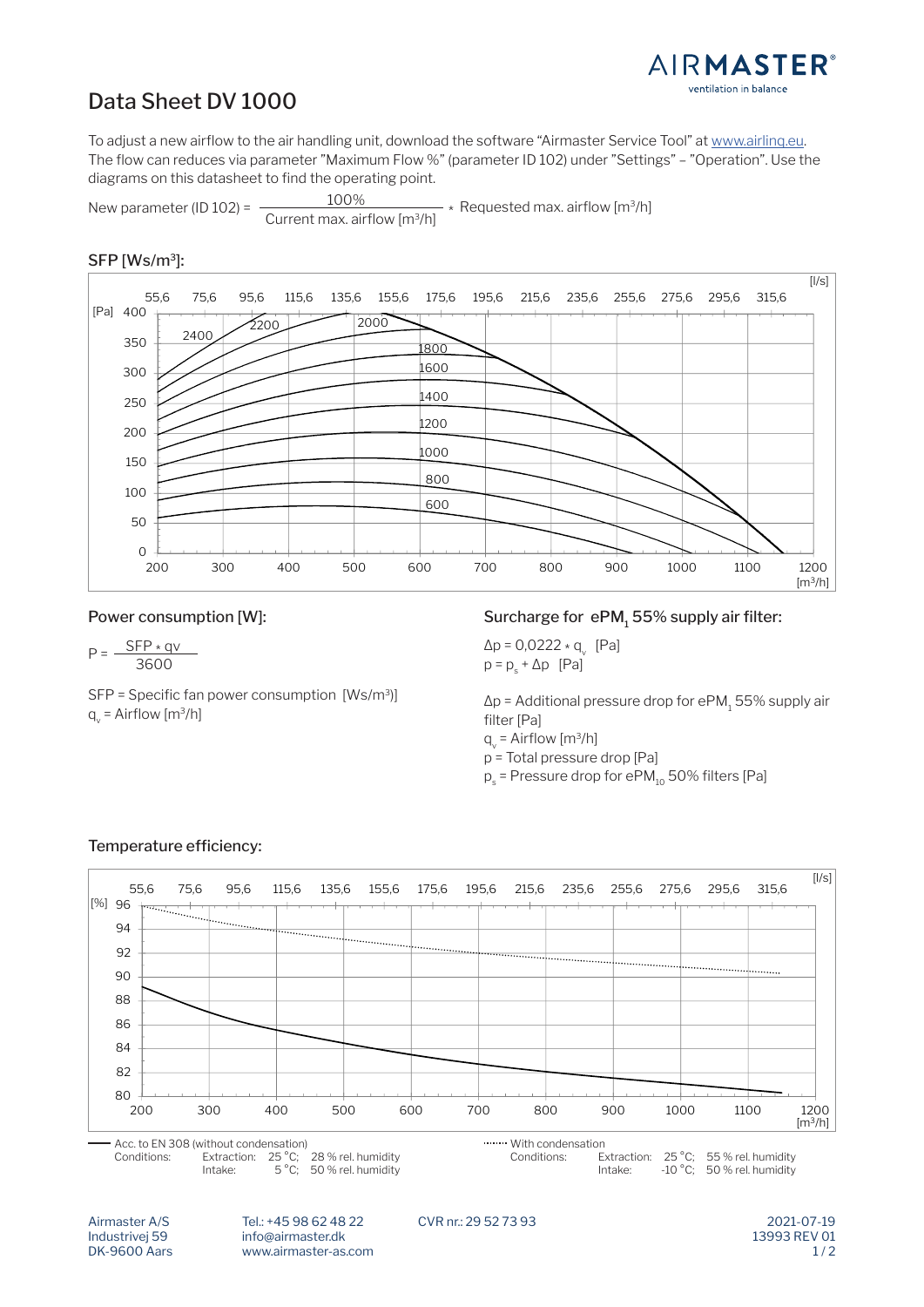# Data Sheet DV 1000

To adjust a new airflow to the air handling unit, download the software "Airmaster Service Tool" at www.airlinq.eu. The flow can reduces via parameter "Maximum Flow %" (parameter ID 102) under "Settings" – "Operation". Use the diagrams on this datasheet to find the operating point.

$$\text{New parameter (ID 102)} = \frac{100\%}{\text{Current max. airflow [m}^3\text{/h]}} * \text{Requested max. airflow [m}^3\text{/h]}$$

## SFP [Ws/m³]:

## Power consumption [W]:

$$P = \frac{SFP * qv}{3600}$$

SFP = Specific fan power consumption [Ws/m³)]
$q_v$ = Airflow [m³/h]

## Surcharge for $ePM_1$ 55% supply air filter:

$\Delta p = 0{,}0222 * q_v$ [Pa]
$p = p_s + \Delta p$ [Pa]

$\Delta p$ = Additional pressure drop for $ePM_1$ 55% supply air filter [Pa]
$q_v$ = Airflow [m³/h]
p = Total pressure drop [Pa]
$p_s$ = Pressure drop for $ePM_{10}$ 50% filters [Pa]

## Temperature efficiency:

Acc. to EN 308 (without condensation)
Conditions: Extraction: 25 °C; 28 % rel. humidity
Intake: 5 °C; 50 % rel. humidity

With condensation
Conditions: Extraction: 25 °C; 55 % rel. humidity
Intake: -10 °C; 50 % rel. humidity

Airmaster A/S
Industrivej 59
DK-9600 Aars

Tel.: +45 98 62 48 22
info@airmaster.dk
www.airmaster-as.com

CVR nr.: 29 52 73 93

2021-07-19
13993 REV 01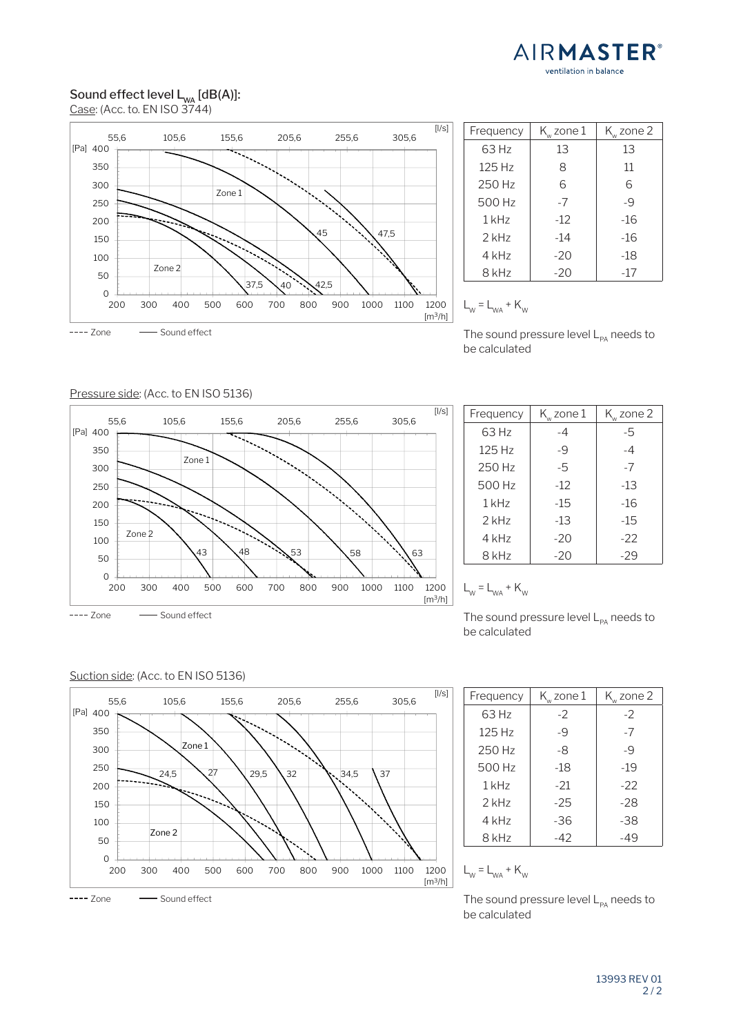## Sound effect level $L_{WA}$ [dB(A)]:

Case: (Acc. to. EN ISO 3744)

[l/s] 55,6 105,6 155,6 205,6 255,6 305,6

[Pa] 400 350 300 250 200 150 100 50 0

200 300 400 500 600 700 800 900 1000 1100 1200 [m³/h]

Zone 1, Zone 2, 37,5, 40, 42,5, 45, 47,5

---- Zone —— Sound effect

| Frequency | $K_w$ zone 1 | $K_w$ zone 2 |
|---|---|---|
| 63 Hz | 13 | 13 |
| 125 Hz | 8 | 11 |
| 250 Hz | 6 | 6 |
| 500 Hz | -7 | -9 |
| 1 kHz | -12 | -16 |
| 2 kHz | -14 | -16 |
| 4 kHz | -20 | -18 |
| 8 kHz | -20 | -17 |

$L_W = L_{WA} + K_W$

The sound pressure level $L_{PA}$ needs to be calculated

Pressure side: (Acc. to EN ISO 5136)

[l/s] 55,6 105,6 155,6 205,6 255,6 305,6

[Pa] 400 350 300 250 200 150 100 50 0

200 300 400 500 600 700 800 900 1000 1100 1200 [m³/h]

Zone 1, Zone 2, 43, 48, 53, 58, 63

---- Zone —— Sound effect

| Frequency | $K_w$ zone 1 | $K_w$ zone 2 |
|---|---|---|
| 63 Hz | -4 | -5 |
| 125 Hz | -9 | -4 |
| 250 Hz | -5 | -7 |
| 500 Hz | -12 | -13 |
| 1 kHz | -15 | -16 |
| 2 kHz | -13 | -15 |
| 4 kHz | -20 | -22 |
| 8 kHz | -20 | -29 |

$L_W = L_{WA} + K_W$

The sound pressure level $L_{PA}$ needs to be calculated

Suction side: (Acc. to EN ISO 5136)

[l/s] 55,6 105,6 155,6 205,6 255,6 305,6

[Pa] 400 350 300 250 200 150 100 50 0

200 300 400 500 600 700 800 900 1000 1100 1200 [m³/h]

Zone 1, Zone 2, 24,5, 27, 29,5, 32, 34,5, 37

---- Zone —— Sound effect

| Frequency | $K_w$ zone 1 | $K_w$ zone 2 |
|---|---|---|
| 63 Hz | -2 | -2 |
| 125 Hz | -9 | -7 |
| 250 Hz | -8 | -9 |
| 500 Hz | -18 | -19 |
| 1 kHz | -21 | -22 |
| 2 kHz | -25 | -28 |
| 4 kHz | -36 | -38 |
| 8 kHz | -42 | -49 |

$L_W = L_{WA} + K_W$

The sound pressure level $L_{PA}$ needs to be calculated

13993 REV 01